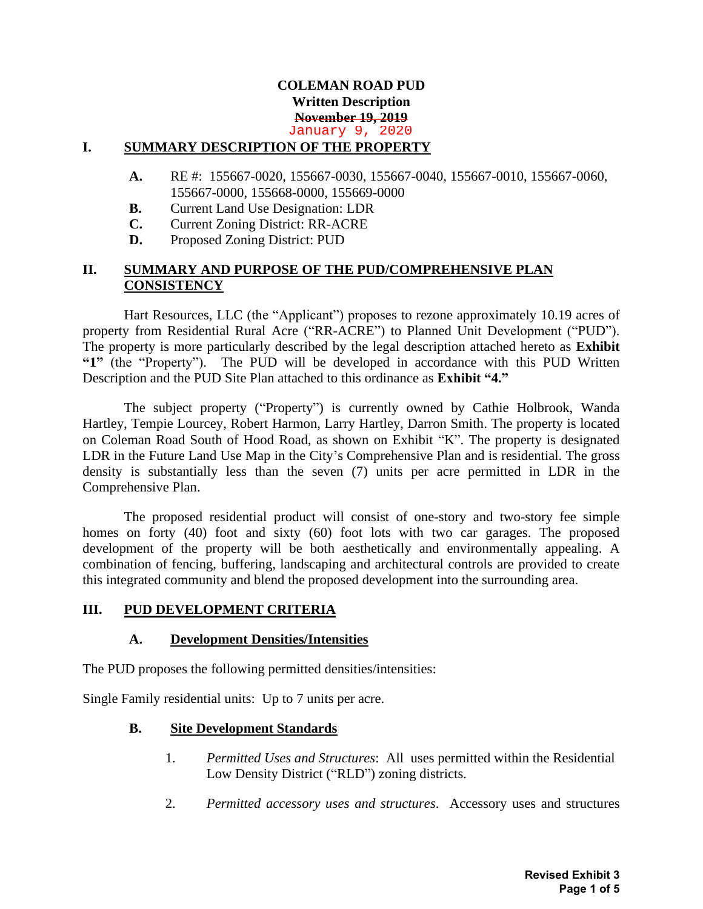# COLEMAN ROAD PUD

**Written Description**

~~**November 19, 2019**~~

January 9, 2020

## I. SUMMARY DESCRIPTION OF THE PROPERTY

- **A.** RE #: 155667-0020, 155667-0030, 155667-0040, 155667-0010, 155667-0060, 155667-0000, 155668-0000, 155669-0000
- **B.** Current Land Use Designation: LDR
- **C.** Current Zoning District: RR-ACRE
- **D.** Proposed Zoning District: PUD

## II. SUMMARY AND PURPOSE OF THE PUD/COMPREHENSIVE PLAN CONSISTENCY

Hart Resources, LLC (the "Applicant") proposes to rezone approximately 10.19 acres of property from Residential Rural Acre ("RR-ACRE") to Planned Unit Development ("PUD"). The property is more particularly described by the legal description attached hereto as **Exhibit "1"** (the "Property"). The PUD will be developed in accordance with this PUD Written Description and the PUD Site Plan attached to this ordinance as **Exhibit "4."**

The subject property ("Property") is currently owned by Cathie Holbrook, Wanda Hartley, Tempie Lourcey, Robert Harmon, Larry Hartley, Darron Smith. The property is located on Coleman Road South of Hood Road, as shown on Exhibit "K". The property is designated LDR in the Future Land Use Map in the City's Comprehensive Plan and is residential. The gross density is substantially less than the seven (7) units per acre permitted in LDR in the Comprehensive Plan.

The proposed residential product will consist of one-story and two-story fee simple homes on forty (40) foot and sixty (60) foot lots with two car garages. The proposed development of the property will be both aesthetically and environmentally appealing. A combination of fencing, buffering, landscaping and architectural controls are provided to create this integrated community and blend the proposed development into the surrounding area.

## III. PUD DEVELOPMENT CRITERIA

### A. Development Densities/Intensities

The PUD proposes the following permitted densities/intensities:

Single Family residential units: Up to 7 units per acre.

### B. Site Development Standards

1. *Permitted Uses and Structures*: All uses permitted within the Residential Low Density District ("RLD") zoning districts.

2. *Permitted accessory uses and structures*. Accessory uses and structures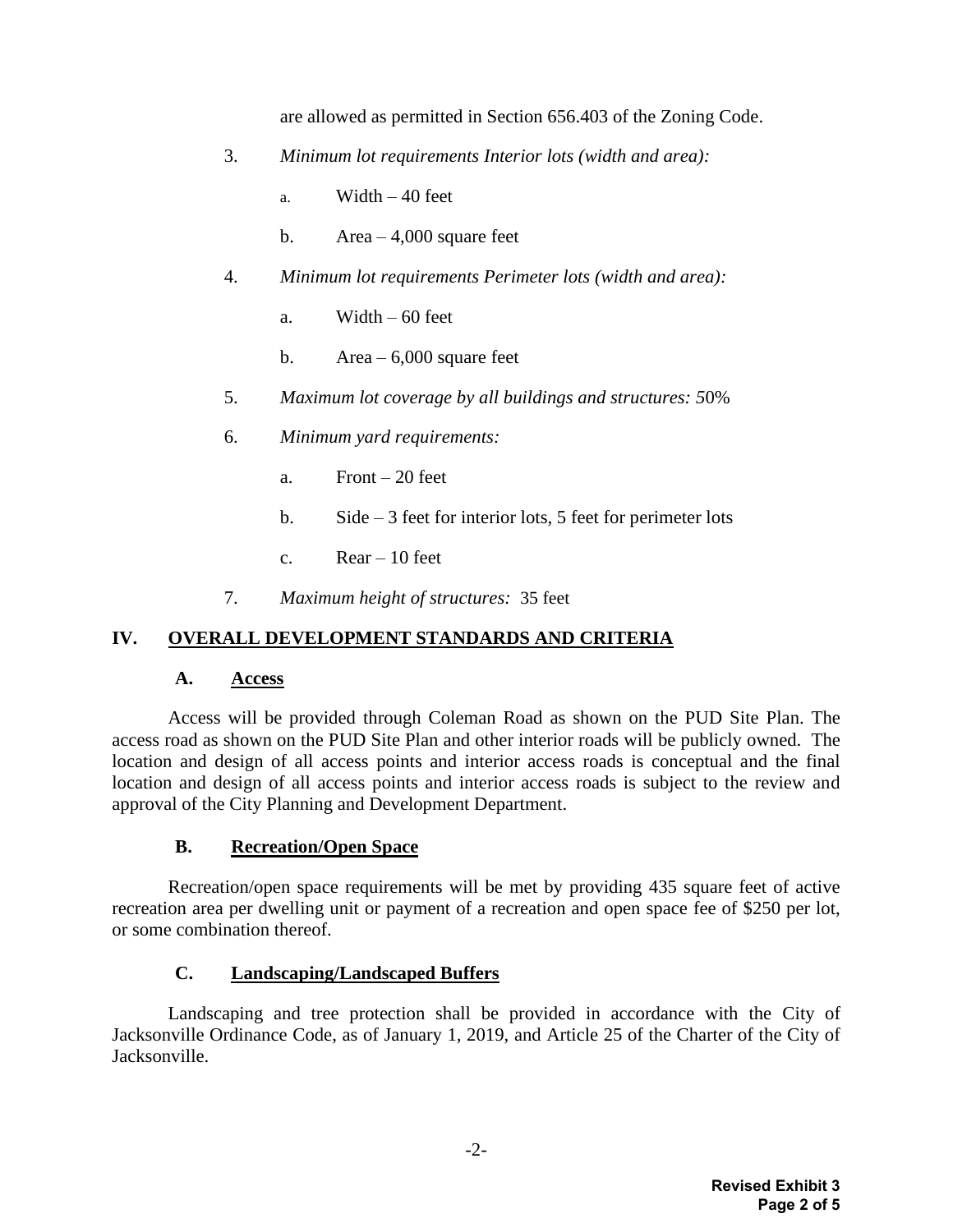are allowed as permitted in Section 656.403 of the Zoning Code.

3. *Minimum lot requirements Interior lots (width and area):*

   a. Width – 40 feet

   b. Area – 4,000 square feet

4. *Minimum lot requirements Perimeter lots (width and area):*

   a. Width – 60 feet

   b. Area – 6,000 square feet

5. *Maximum lot coverage by all buildings and structures: 5*0%

6. *Minimum yard requirements:*

   a. Front – 20 feet

   b. Side – 3 feet for interior lots, 5 feet for perimeter lots

   c. Rear – 10 feet

7. *Maximum height of structures:* 35 feet

## IV. OVERALL DEVELOPMENT STANDARDS AND CRITERIA

### A. Access

Access will be provided through Coleman Road as shown on the PUD Site Plan. The access road as shown on the PUD Site Plan and other interior roads will be publicly owned. The location and design of all access points and interior access roads is conceptual and the final location and design of all access points and interior access roads is subject to the review and approval of the City Planning and Development Department.

### B. Recreation/Open Space

Recreation/open space requirements will be met by providing 435 square feet of active recreation area per dwelling unit or payment of a recreation and open space fee of $250 per lot, or some combination thereof.

### C. Landscaping/Landscaped Buffers

Landscaping and tree protection shall be provided in accordance with the City of Jacksonville Ordinance Code, as of January 1, 2019, and Article 25 of the Charter of the City of Jacksonville.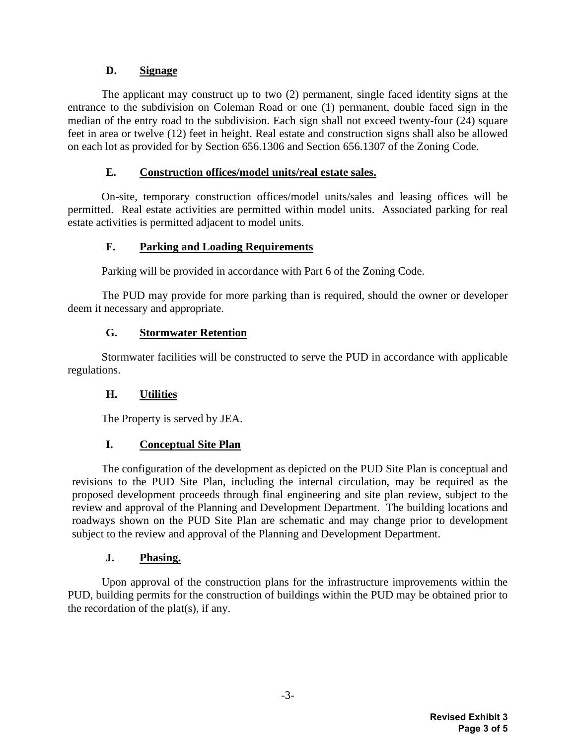### D. Signage

The applicant may construct up to two (2) permanent, single faced identity signs at the entrance to the subdivision on Coleman Road or one (1) permanent, double faced sign in the median of the entry road to the subdivision. Each sign shall not exceed twenty-four (24) square feet in area or twelve (12) feet in height. Real estate and construction signs shall also be allowed on each lot as provided for by Section 656.1306 and Section 656.1307 of the Zoning Code.

### E. Construction offices/model units/real estate sales.

On-site, temporary construction offices/model units/sales and leasing offices will be permitted. Real estate activities are permitted within model units. Associated parking for real estate activities is permitted adjacent to model units.

### F. Parking and Loading Requirements

Parking will be provided in accordance with Part 6 of the Zoning Code.

The PUD may provide for more parking than is required, should the owner or developer deem it necessary and appropriate.

### G. Stormwater Retention

Stormwater facilities will be constructed to serve the PUD in accordance with applicable regulations.

### H. Utilities

The Property is served by JEA.

### I. Conceptual Site Plan

The configuration of the development as depicted on the PUD Site Plan is conceptual and revisions to the PUD Site Plan, including the internal circulation, may be required as the proposed development proceeds through final engineering and site plan review, subject to the review and approval of the Planning and Development Department. The building locations and roadways shown on the PUD Site Plan are schematic and may change prior to development subject to the review and approval of the Planning and Development Department.

### J. Phasing.

Upon approval of the construction plans for the infrastructure improvements within the PUD, building permits for the construction of buildings within the PUD may be obtained prior to the recordation of the plat(s), if any.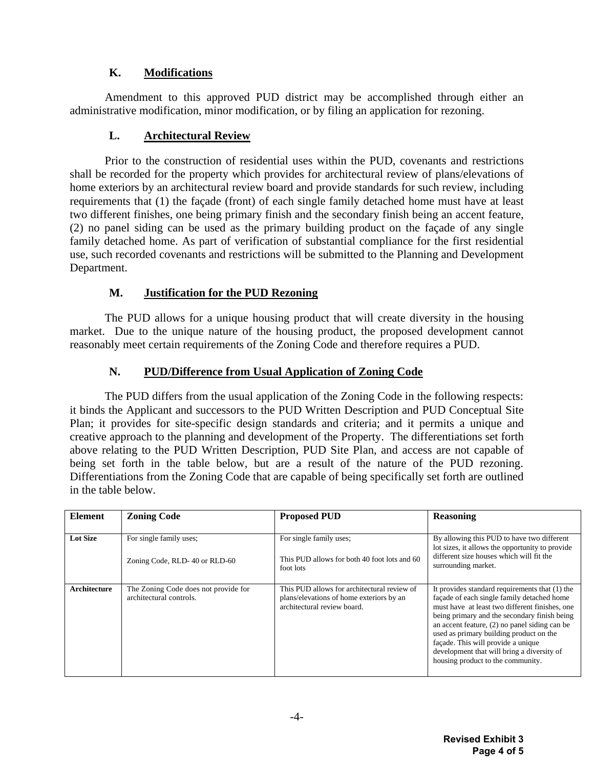### K. Modifications

Amendment to this approved PUD district may be accomplished through either an administrative modification, minor modification, or by filing an application for rezoning.

### L. Architectural Review

Prior to the construction of residential uses within the PUD, covenants and restrictions shall be recorded for the property which provides for architectural review of plans/elevations of home exteriors by an architectural review board and provide standards for such review, including requirements that (1) the façade (front) of each single family detached home must have at least two different finishes, one being primary finish and the secondary finish being an accent feature, (2) no panel siding can be used as the primary building product on the façade of any single family detached home. As part of verification of substantial compliance for the first residential use, such recorded covenants and restrictions will be submitted to the Planning and Development Department.

### M. Justification for the PUD Rezoning

The PUD allows for a unique housing product that will create diversity in the housing market. Due to the unique nature of the housing product, the proposed development cannot reasonably meet certain requirements of the Zoning Code and therefore requires a PUD.

### N. PUD/Difference from Usual Application of Zoning Code

The PUD differs from the usual application of the Zoning Code in the following respects: it binds the Applicant and successors to the PUD Written Description and PUD Conceptual Site Plan; it provides for site-specific design standards and criteria; and it permits a unique and creative approach to the planning and development of the Property. The differentiations set forth above relating to the PUD Written Description, PUD Site Plan, and access are not capable of being set forth in the table below, but are a result of the nature of the PUD rezoning. Differentiations from the Zoning Code that are capable of being specifically set forth are outlined in the table below.

| Element | Zoning Code | Proposed PUD | Reasoning |
|---|---|---|---|
| **Lot Size** | For single family uses;<br><br>Zoning Code, RLD- 40 or RLD-60 | For single family uses;<br><br>This PUD allows for both 40 foot lots and 60 foot lots | By allowing this PUD to have two different lot sizes, it allows the opportunity to provide different size houses which will fit the surrounding market. |
| **Architecture** | The Zoning Code does not provide for architectural controls. | This PUD allows for architectural review of plans/elevations of home exteriors by an architectural review board. | It provides standard requirements that (1) the façade of each single family detached home must have at least two different finishes, one being primary and the secondary finish being an accent feature, (2) no panel siding can be used as primary building product on the façade. This will provide a unique development that will bring a diversity of housing product to the community. |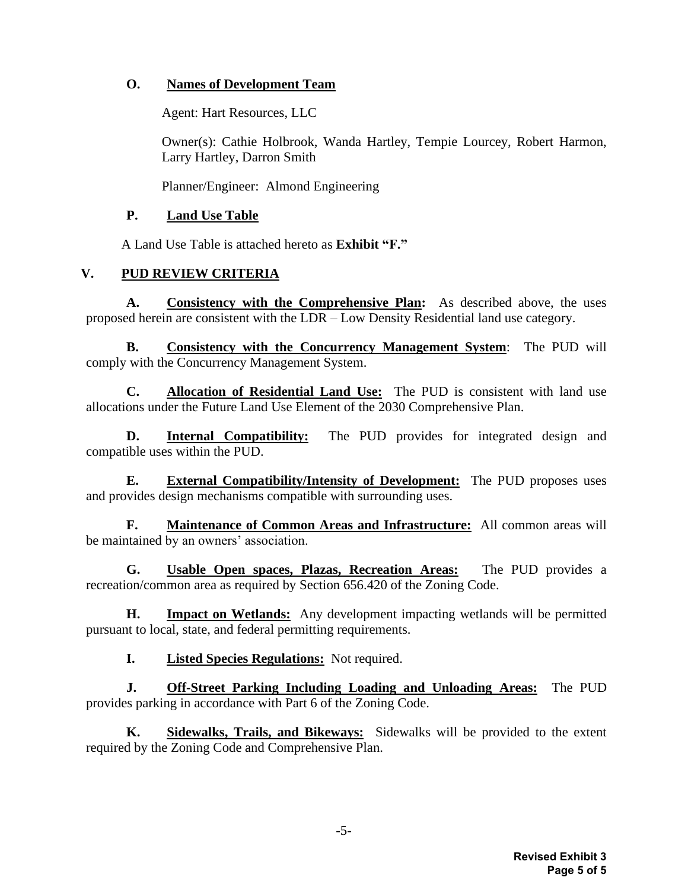**O. Names of Development Team**

Agent: Hart Resources, LLC

Owner(s): Cathie Holbrook, Wanda Hartley, Tempie Lourcey, Robert Harmon, Larry Hartley, Darron Smith

Planner/Engineer: Almond Engineering

**P. Land Use Table**

A Land Use Table is attached hereto as **Exhibit "F."**

## V. PUD REVIEW CRITERIA

**A. Consistency with the Comprehensive Plan:** As described above, the uses proposed herein are consistent with the LDR – Low Density Residential land use category.

**B. Consistency with the Concurrency Management System**: The PUD will comply with the Concurrency Management System.

**C. Allocation of Residential Land Use:** The PUD is consistent with land use allocations under the Future Land Use Element of the 2030 Comprehensive Plan.

**D. Internal Compatibility:** The PUD provides for integrated design and compatible uses within the PUD.

**E. External Compatibility/Intensity of Development:** The PUD proposes uses and provides design mechanisms compatible with surrounding uses.

**F. Maintenance of Common Areas and Infrastructure:** All common areas will be maintained by an owners' association.

**G. Usable Open spaces, Plazas, Recreation Areas:** The PUD provides a recreation/common area as required by Section 656.420 of the Zoning Code.

**H. Impact on Wetlands:** Any development impacting wetlands will be permitted pursuant to local, state, and federal permitting requirements.

**I. Listed Species Regulations:** Not required.

**J. Off-Street Parking Including Loading and Unloading Areas:** The PUD provides parking in accordance with Part 6 of the Zoning Code.

**K. Sidewalks, Trails, and Bikeways:** Sidewalks will be provided to the extent required by the Zoning Code and Comprehensive Plan.

**Revised Exhibit 3**